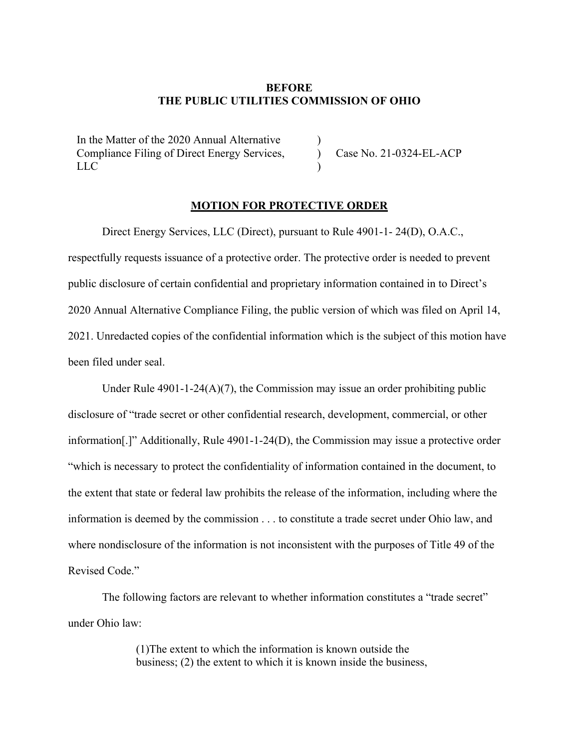**BEFORE**
**THE PUBLIC UTILITIES COMMISSION OF OHIO**

| | | |
|---|---|---|
| In the Matter of the 2020 Annual Alternative Compliance Filing of Direct Energy Services, LLC | ) ) ) | Case No. 21-0324-EL-ACP |

**MOTION FOR PROTECTIVE ORDER**

Direct Energy Services, LLC (Direct), pursuant to Rule 4901-1- 24(D), O.A.C., respectfully requests issuance of a protective order. The protective order is needed to prevent public disclosure of certain confidential and proprietary information contained in to Direct's 2020 Annual Alternative Compliance Filing, the public version of which was filed on April 14, 2021. Unredacted copies of the confidential information which is the subject of this motion have been filed under seal.

Under Rule 4901-1-24(A)(7), the Commission may issue an order prohibiting public disclosure of "trade secret or other confidential research, development, commercial, or other information[.]" Additionally, Rule 4901-1-24(D), the Commission may issue a protective order "which is necessary to protect the confidentiality of information contained in the document, to the extent that state or federal law prohibits the release of the information, including where the information is deemed by the commission . . . to constitute a trade secret under Ohio law, and where nondisclosure of the information is not inconsistent with the purposes of Title 49 of the Revised Code."

The following factors are relevant to whether information constitutes a "trade secret" under Ohio law:

> (1)The extent to which the information is known outside the business; (2) the extent to which it is known inside the business,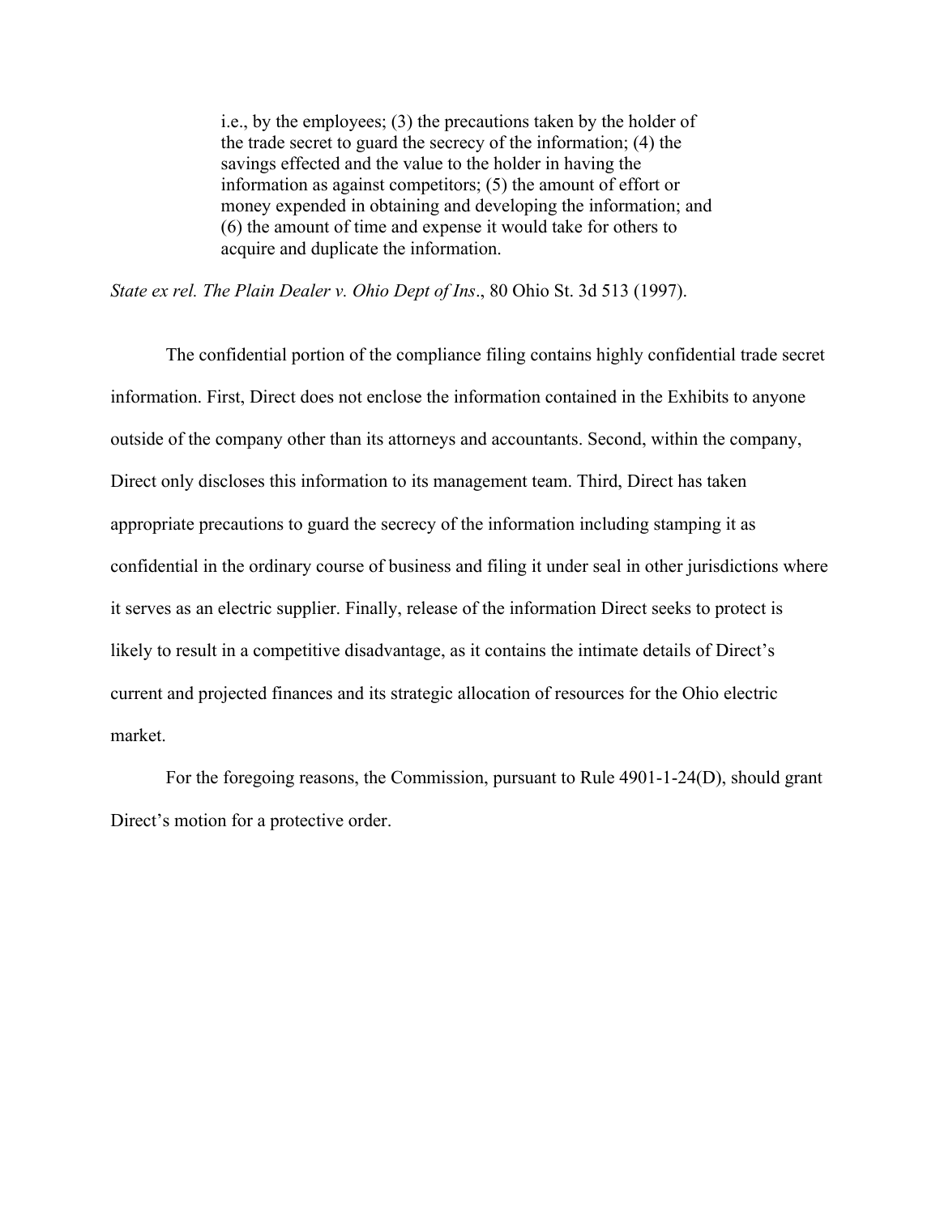> i.e., by the employees; (3) the precautions taken by the holder of the trade secret to guard the secrecy of the information; (4) the savings effected and the value to the holder in having the information as against competitors; (5) the amount of effort or money expended in obtaining and developing the information; and (6) the amount of time and expense it would take for others to acquire and duplicate the information.

*State ex rel. The Plain Dealer v. Ohio Dept of Ins*., 80 Ohio St. 3d 513 (1997).

The confidential portion of the compliance filing contains highly confidential trade secret information. First, Direct does not enclose the information contained in the Exhibits to anyone outside of the company other than its attorneys and accountants. Second, within the company, Direct only discloses this information to its management team. Third, Direct has taken appropriate precautions to guard the secrecy of the information including stamping it as confidential in the ordinary course of business and filing it under seal in other jurisdictions where it serves as an electric supplier. Finally, release of the information Direct seeks to protect is likely to result in a competitive disadvantage, as it contains the intimate details of Direct's current and projected finances and its strategic allocation of resources for the Ohio electric market.

For the foregoing reasons, the Commission, pursuant to Rule 4901-1-24(D), should grant Direct's motion for a protective order.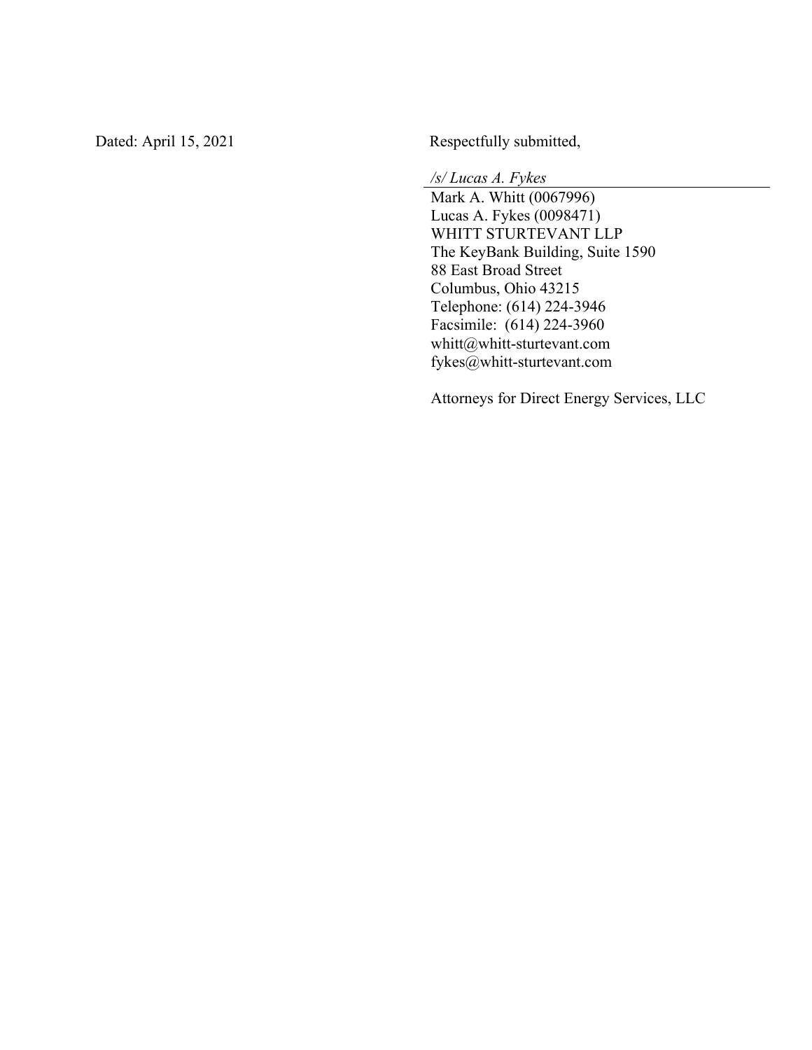Dated: April 15, 2021

Respectfully submitted,

*/s/ Lucas A. Fykes*

Mark A. Whitt (0067996)
Lucas A. Fykes (0098471)
WHITT STURTEVANT LLP
The KeyBank Building, Suite 1590
88 East Broad Street
Columbus, Ohio 43215
Telephone: (614) 224-3946
Facsimile: (614) 224-3960
whitt@whitt-sturtevant.com
fykes@whitt-sturtevant.com

Attorneys for Direct Energy Services, LLC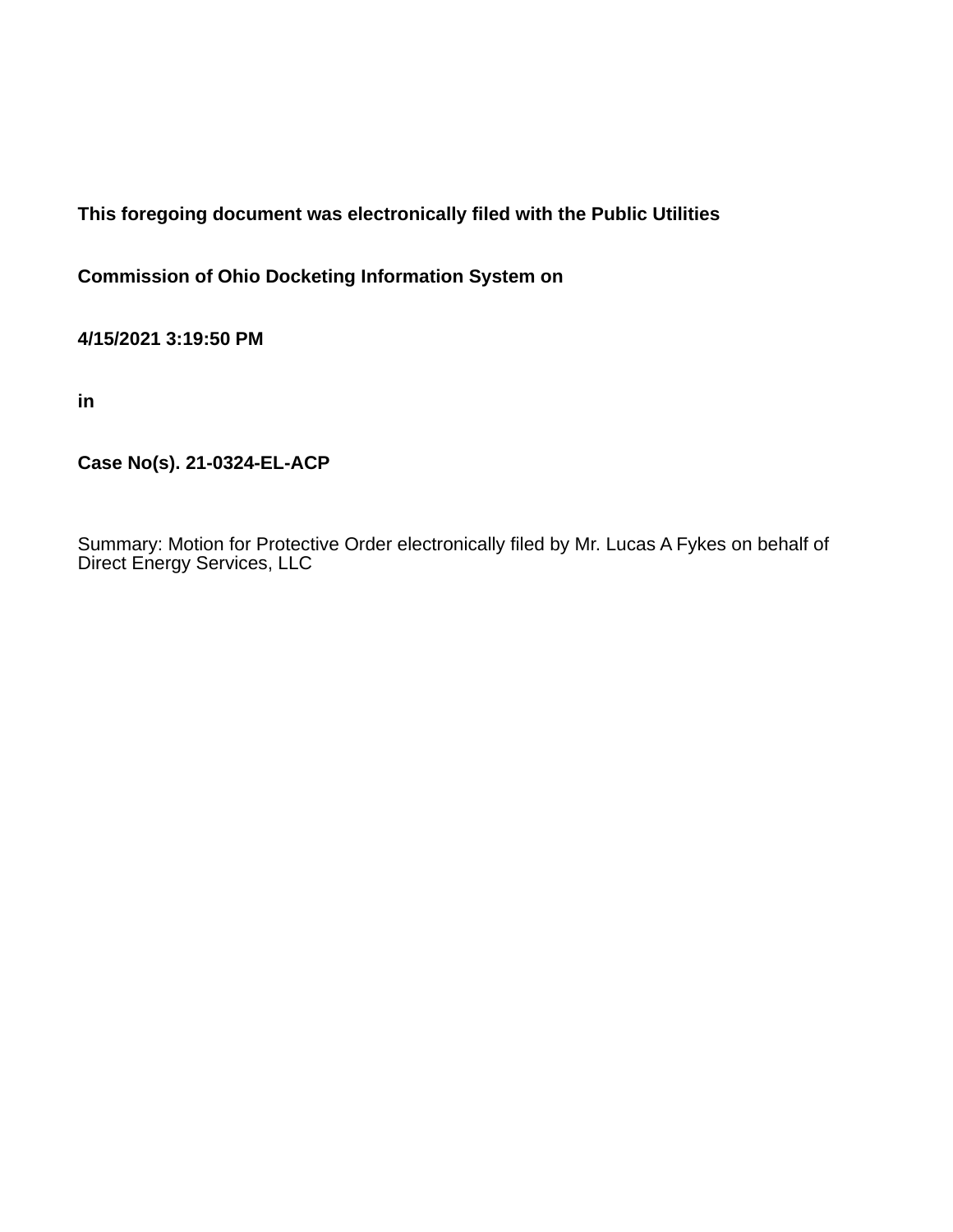**This foregoing document was electronically filed with the Public Utilities**

**Commission of Ohio Docketing Information System on**

**4/15/2021 3:19:50 PM**

**in**

**Case No(s). 21-0324-EL-ACP**

Summary: Motion for Protective Order electronically filed by Mr. Lucas A Fykes on behalf of Direct Energy Services, LLC